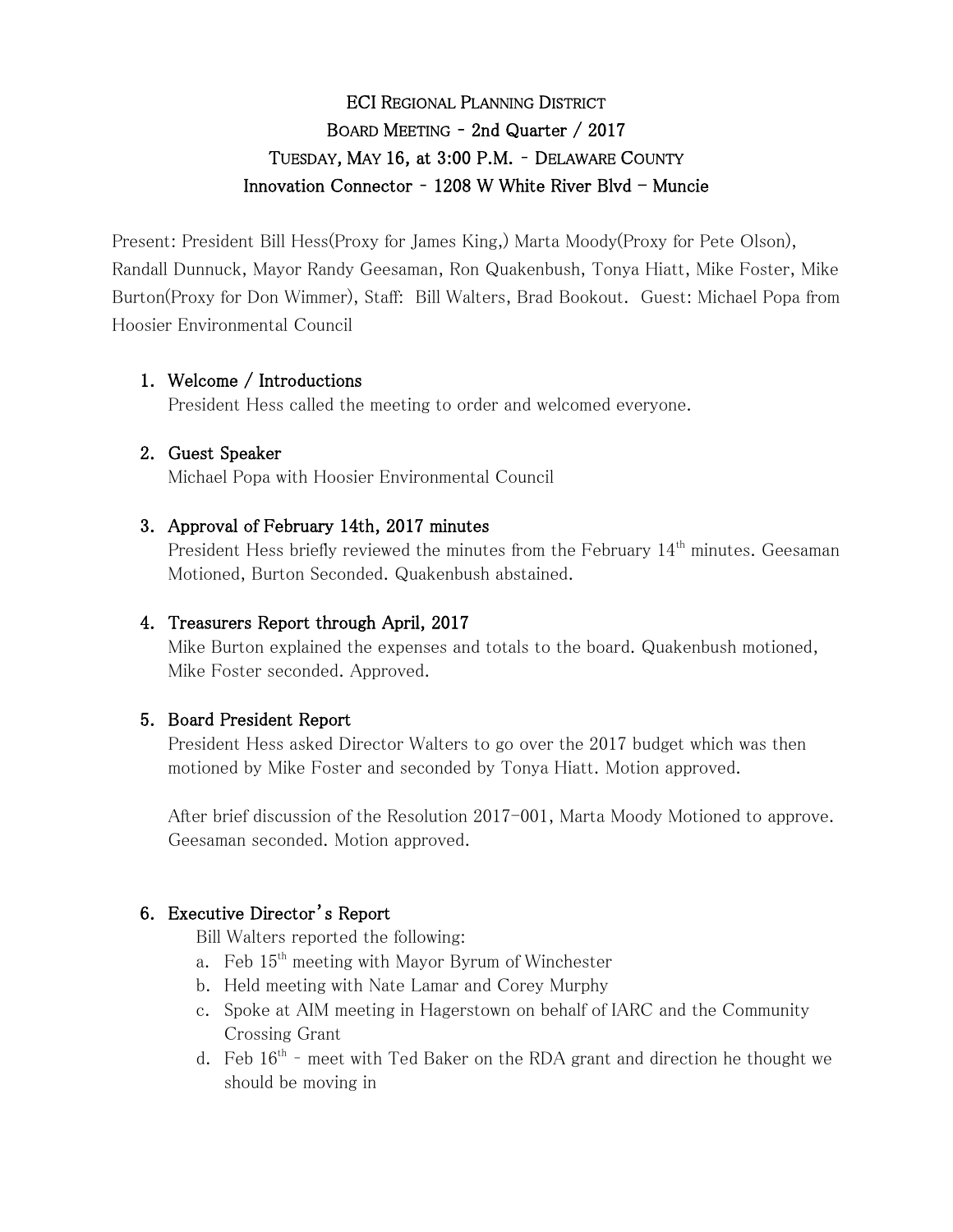# ECI Regional Planning District
## Board Meeting - 2nd Quarter / 2017
## Tuesday, May 16, at 3:00 P.M. - Delaware County
## Innovation Connector - 1208 W White River Blvd – Muncie

Present: President Bill Hess(Proxy for James King,) Marta Moody(Proxy for Pete Olson), Randall Dunnuck, Mayor Randy Geesaman, Ron Quakenbush, Tonya Hiatt, Mike Foster, Mike Burton(Proxy for Don Wimmer), Staff: Bill Walters, Brad Bookout. Guest: Michael Popa from Hoosier Environmental Council

1. **Welcome / Introductions**
   President Hess called the meeting to order and welcomed everyone.

2. **Guest Speaker**
   Michael Popa with Hoosier Environmental Council

3. **Approval of February 14th, 2017 minutes**
   President Hess briefly reviewed the minutes from the February 14th minutes. Geesaman Motioned, Burton Seconded. Quakenbush abstained.

4. **Treasurers Report through April, 2017**
   Mike Burton explained the expenses and totals to the board. Quakenbush motioned, Mike Foster seconded. Approved.

5. **Board President Report**
   President Hess asked Director Walters to go over the 2017 budget which was then motioned by Mike Foster and seconded by Tonya Hiatt. Motion approved.

   After brief discussion of the Resolution 2017-001, Marta Moody Motioned to approve. Geesaman seconded. Motion approved.

6. **Executive Director's Report**
   Bill Walters reported the following:
   a. Feb 15th meeting with Mayor Byrum of Winchester
   b. Held meeting with Nate Lamar and Corey Murphy
   c. Spoke at AIM meeting in Hagerstown on behalf of IARC and the Community Crossing Grant
   d. Feb 16th - meet with Ted Baker on the RDA grant and direction he thought we should be moving in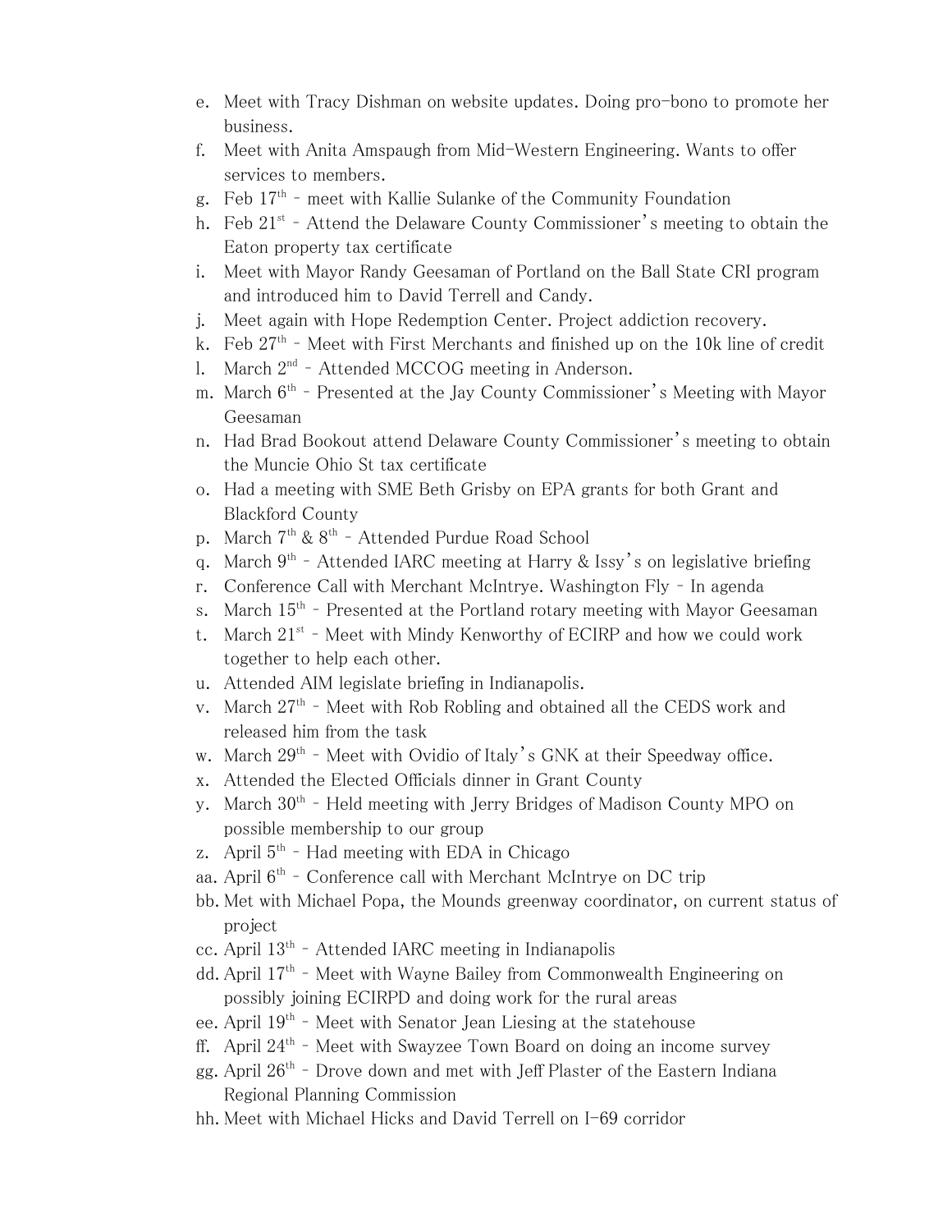e. Meet with Tracy Dishman on website updates. Doing pro-bono to promote her business.
f. Meet with Anita Amspaugh from Mid-Western Engineering. Wants to offer services to members.
g. Feb 17th – meet with Kallie Sulanke of the Community Foundation
h. Feb 21st – Attend the Delaware County Commissioner's meeting to obtain the Eaton property tax certificate
i. Meet with Mayor Randy Geesaman of Portland on the Ball State CRI program and introduced him to David Terrell and Candy.
j. Meet again with Hope Redemption Center. Project addiction recovery.
k. Feb 27th – Meet with First Merchants and finished up on the 10k line of credit
l. March 2nd – Attended MCCOG meeting in Anderson.
m. March 6th – Presented at the Jay County Commissioner's Meeting with Mayor Geesaman
n. Had Brad Bookout attend Delaware County Commissioner's meeting to obtain the Muncie Ohio St tax certificate
o. Had a meeting with SME Beth Grisby on EPA grants for both Grant and Blackford County
p. March 7th & 8th – Attended Purdue Road School
q. March 9th – Attended IARC meeting at Harry & Issy's on legislative briefing
r. Conference Call with Merchant McIntrye. Washington Fly – In agenda
s. March 15th – Presented at the Portland rotary meeting with Mayor Geesaman
t. March 21st – Meet with Mindy Kenworthy of ECIRP and how we could work together to help each other.
u. Attended AIM legislate briefing in Indianapolis.
v. March 27th – Meet with Rob Robling and obtained all the CEDS work and released him from the task
w. March 29th – Meet with Ovidio of Italy's GNK at their Speedway office.
x. Attended the Elected Officials dinner in Grant County
y. March 30th – Held meeting with Jerry Bridges of Madison County MPO on possible membership to our group
z. April 5th – Had meeting with EDA in Chicago

aa. April 6th – Conference call with Merchant McIntrye on DC trip

bb. Met with Michael Popa, the Mounds greenway coordinator, on current status of project

cc. April 13th – Attended IARC meeting in Indianapolis

dd. April 17th – Meet with Wayne Bailey from Commonwealth Engineering on possibly joining ECIRPD and doing work for the rural areas

ee. April 19th – Meet with Senator Jean Liesing at the statehouse

ff. April 24th – Meet with Swayzee Town Board on doing an income survey

gg. April 26th – Drove down and met with Jeff Plaster of the Eastern Indiana Regional Planning Commission

hh. Meet with Michael Hicks and David Terrell on I-69 corridor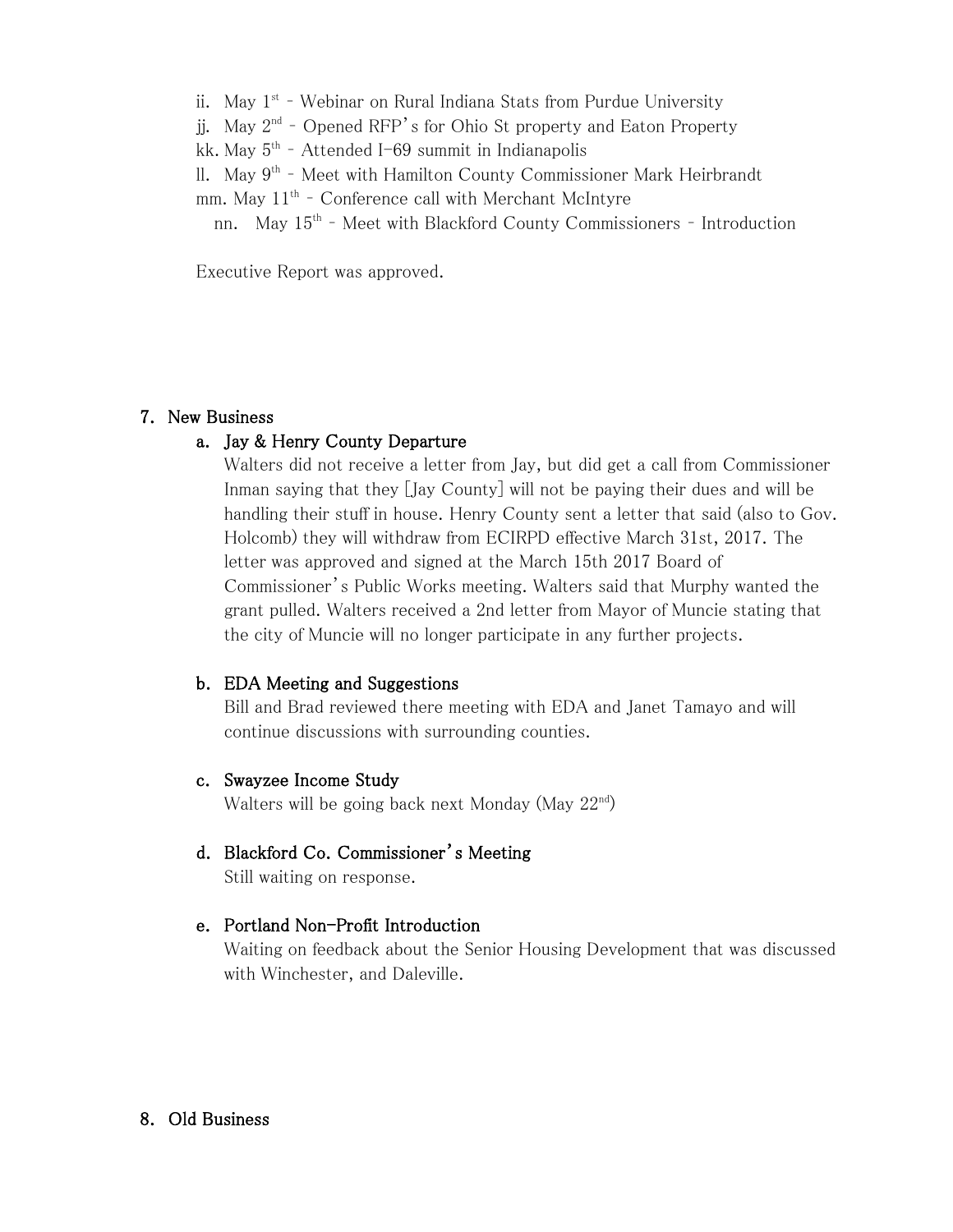ii. May 1st - Webinar on Rural Indiana Stats from Purdue University
jj. May 2nd - Opened RFP's for Ohio St property and Eaton Property
kk. May 5th - Attended I-69 summit in Indianapolis
ll. May 9th - Meet with Hamilton County Commissioner Mark Heirbrandt
mm. May 11th - Conference call with Merchant McIntyre
nn. May 15th - Meet with Blackford County Commissioners - Introduction

Executive Report was approved.

## 7. New Business

### a. Jay & Henry County Departure

Walters did not receive a letter from Jay, but did get a call from Commissioner Inman saying that they [Jay County] will not be paying their dues and will be handling their stuff in house. Henry County sent a letter that said (also to Gov. Holcomb) they will withdraw from ECIRPD effective March 31st, 2017. The letter was approved and signed at the March 15th 2017 Board of Commissioner's Public Works meeting. Walters said that Murphy wanted the grant pulled. Walters received a 2nd letter from Mayor of Muncie stating that the city of Muncie will no longer participate in any further projects.

### b. EDA Meeting and Suggestions

Bill and Brad reviewed there meeting with EDA and Janet Tamayo and will continue discussions with surrounding counties.

### c. Swayzee Income Study

Walters will be going back next Monday (May 22nd)

### d. Blackford Co. Commissioner's Meeting

Still waiting on response.

### e. Portland Non-Profit Introduction

Waiting on feedback about the Senior Housing Development that was discussed with Winchester, and Daleville.

## 8. Old Business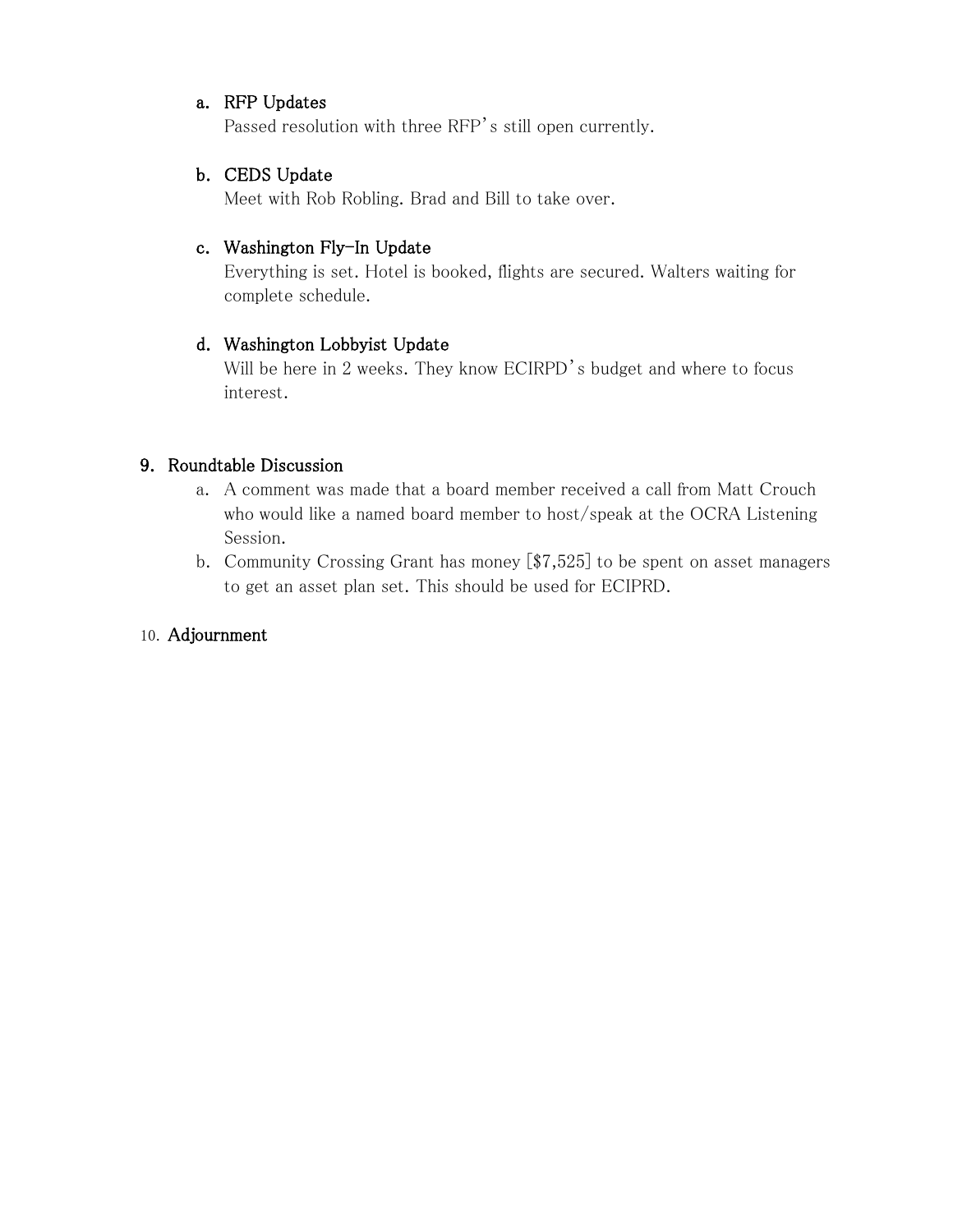a. **RFP Updates**
   Passed resolution with three RFP's still open currently.

b. **CEDS Update**
   Meet with Rob Robling. Brad and Bill to take over.

c. **Washington Fly-In Update**
   Everything is set. Hotel is booked, flights are secured. Walters waiting for complete schedule.

d. **Washington Lobbyist Update**
   Will be here in 2 weeks. They know ECIRPD's budget and where to focus interest.

9. **Roundtable Discussion**
   a. A comment was made that a board member received a call from Matt Crouch who would like a named board member to host/speak at the OCRA Listening Session.
   b. Community Crossing Grant has money [$7,525] to be spent on asset managers to get an asset plan set. This should be used for ECIPRD.

10. **Adjournment**